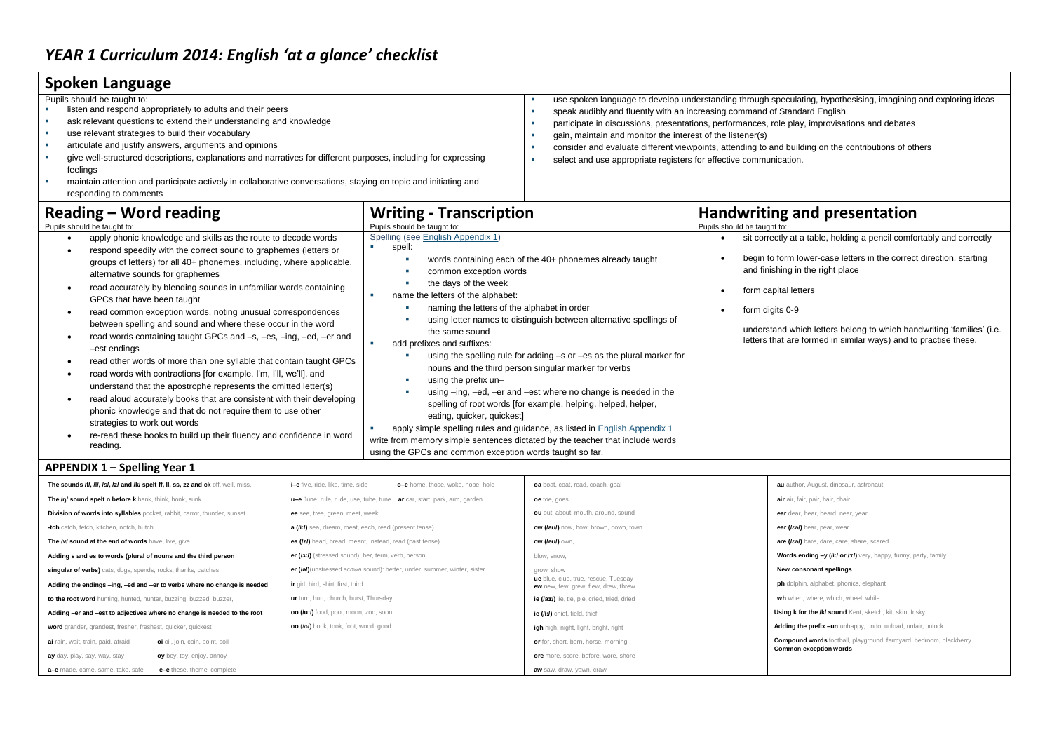# *YEAR 1 Curriculum 2014: English 'at a glance' checklist*

## Spoken Language

Pupils should be taught to:

- listen and respond appropriately to adults and their peers
- ask relevant questions to extend their understanding and knowledge
- use relevant strategies to build their vocabulary
- articulate and justify answers, arguments and opinions
- give well-structured descriptions, explanations and narratives for different purposes, including for expressing feelings
- maintain attention and participate actively in collaborative conversations, staying on topic and initiating and responding to comments
- use spoken language to develop understanding through speculating, hypothesising, imagining and exploring ideas
- speak audibly and fluently with an increasing command of Standard English
- participate in discussions, presentations, performances, role play, improvisations and debates
- gain, maintain and monitor the interest of the listener(s)
- consider and evaluate different viewpoints, attending to and building on the contributions of others
- select and use appropriate registers for effective communication.

## Reading – Word reading

Pupils should be taught to:

- apply phonic knowledge and skills as the route to decode words
- respond speedily with the correct sound to graphemes (letters or groups of letters) for all 40+ phonemes, including, where applicable, alternative sounds for graphemes
- read accurately by blending sounds in unfamiliar words containing GPCs that have been taught
- read common exception words, noting unusual correspondences between spelling and sound and where these occur in the word
- read words containing taught GPCs and –s, –es, –ing, –ed, –er and –est endings
- read other words of more than one syllable that contain taught GPCs
- read words with contractions [for example, I'm, I'll, we'll], and understand that the apostrophe represents the omitted letter(s)
- read aloud accurately books that are consistent with their developing phonic knowledge and that do not require them to use other strategies to work out words
- re-read these books to build up their fluency and confidence in word reading.

## Writing - Transcription

Pupils should be taught to:

Spelling (see English Appendix 1)

- spell:
  - words containing each of the 40+ phonemes already taught
  - common exception words
  - the days of the week
- name the letters of the alphabet:
  - naming the letters of the alphabet in order
  - using letter names to distinguish between alternative spellings of the same sound
- add prefixes and suffixes:
  - using the spelling rule for adding –s or –es as the plural marker for nouns and the third person singular marker for verbs
  - using the prefix un–
  - using –ing, –ed, –er and –est where no change is needed in the spelling of root words [for example, helping, helped, helper, eating, quicker, quickest]
- apply simple spelling rules and guidance, as listed in English Appendix 1

write from memory simple sentences dictated by the teacher that include words using the GPCs and common exception words taught so far.

## Handwriting and presentation

Pupils should be taught to:

- sit correctly at a table, holding a pencil comfortably and correctly
- begin to form lower-case letters in the correct direction, starting and finishing in the right place
- form capital letters
- form digits 0-9

understand which letters belong to which handwriting 'families' (i.e. letters that are formed in similar ways) and to practise these.

### APPENDIX 1 – Spelling Year 1

**The sounds /f/, /l/, /s/, /z/ and /k/ spelt ff, ll, ss, zz and ck** off, well, miss,

**The /ŋ/ sound spelt n before k** bank, think, honk, sunk

**Division of words into syllables** pocket, rabbit, carrot, thunder, sunset

**-tch** catch, fetch, kitchen, notch, hutch

**The /v/ sound at the end of words** have, live, give

**Adding s and es to words (plural of nouns and the third person singular of verbs)** cats, dogs, spends, rocks, thanks, catches

**Adding the endings –ing, –ed and –er to verbs where no change is needed to the root word** hunting, hunted, hunter, buzzing, buzzed, buzzer,

**Adding –er and –est to adjectives where no change is needed to the root word** grander, grandest, fresher, freshest, quicker, quickest

**ai** rain, wait, train, paid, afraid

**oi** oil, join, coin, point, soil

**ay** day, play, say, way, stay

**oy** boy, toy, enjoy, annoy

**a–e** made, came, same, take, safe

**e–e** these, theme, complete

**i–e** five, ride, like, time, side

**o–e** home, those, woke, hope, hole

**u–e** June, rule, rude, use, tube, tune

**ar** car, start, park, arm, garden

**ee** see, tree, green, meet, week

**ea (/iː/)** sea, dream, meat, each, read (present tense)

**ea (/ɛ/)** head, bread, meant, instead, read (past tense)

**er (/ɜː/)** (stressed sound): her, term, verb, person

**er (/ə/)** (unstressed *schwa* sound): better, under, summer, winter, sister

**ir** girl, bird, shirt, first, third

**ur** turn, hurt, church, burst, Thursday

**oo (/uː/)** food, pool, moon, zoo, soon

**oo (/ʊ/)** book, took, foot, wood, good

**oa** boat, coat, road, coach, goal

**oe** toe, goes

**ou** out, about, mouth, around, sound

**ow (/aʊ/)** now, how, brown, down, town

**ow (/əʊ/)** own, blow, snow, grow, show

**ue** blue, clue, true, rescue, Tuesday

**ew** new, few, grew, flew, drew, threw

**ie (/aɪ/)** lie, tie, pie, cried, tried, dried

**ie (/iː/)** chief, field, thief

**igh** high, night, light, bright, right

**or** for, short, born, horse, morning

**ore** more, score, before, wore, shore

**aw** saw, draw, yawn, crawl

**au** author, August, dinosaur, astronaut

**air** air, fair, pair, hair, chair

**ear** dear, hear, beard, near, year

**ear (/ɛə/)** bear, pear, wear

**are (/ɛə/)** bare, dare, care, share, scared

**Words ending –y (/iː/ or /ɪ/)** very, happy, funny, party, family

**New consonant spellings**

**ph** dolphin, alphabet, phonics, elephant

**wh** when, where, which, wheel, while

**Using k for the /k/ sound** Kent, sketch, kit, skin, frisky

**Adding the prefix –un** unhappy, undo, unload, unfair, unlock

**Compound words** football, playground, farmyard, bedroom, blackberry

**Common exception words**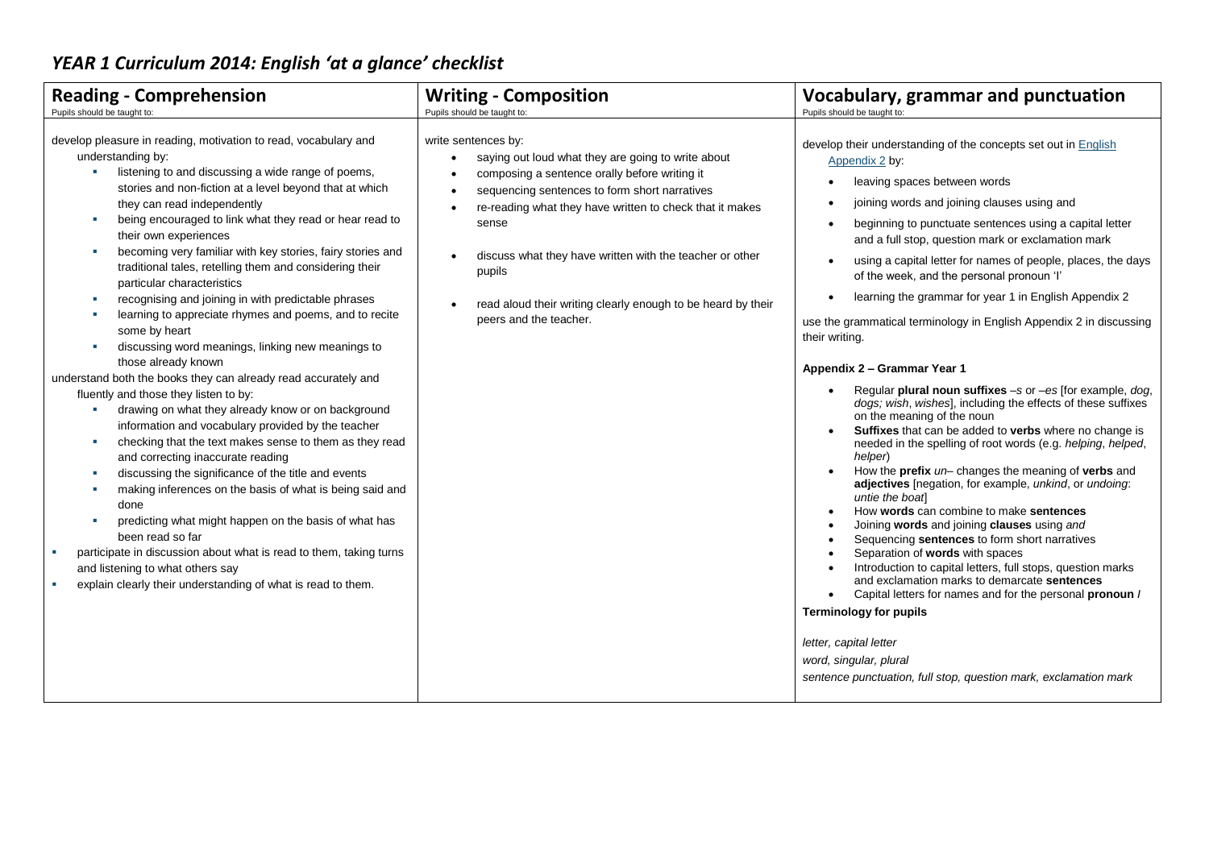# YEAR 1 Curriculum 2014: English 'at a glance' checklist

## Reading - Comprehension

Pupils should be taught to:

develop pleasure in reading, motivation to read, vocabulary and understanding by:

- listening to and discussing a wide range of poems, stories and non-fiction at a level beyond that at which they can read independently
- being encouraged to link what they read or hear read to their own experiences
- becoming very familiar with key stories, fairy stories and traditional tales, retelling them and considering their particular characteristics
- recognising and joining in with predictable phrases
- learning to appreciate rhymes and poems, and to recite some by heart
- discussing word meanings, linking new meanings to those already known

understand both the books they can already read accurately and fluently and those they listen to by:

- drawing on what they already know or on background information and vocabulary provided by the teacher
- checking that the text makes sense to them as they read and correcting inaccurate reading
- discussing the significance of the title and events
- making inferences on the basis of what is being said and done
- predicting what might happen on the basis of what has been read so far

- participate in discussion about what is read to them, taking turns and listening to what others say
- explain clearly their understanding of what is read to them.

## Writing - Composition

Pupils should be taught to:

write sentences by:

- saying out loud what they are going to write about
- composing a sentence orally before writing it
- sequencing sentences to form short narratives
- re-reading what they have written to check that it makes sense

- discuss what they have written with the teacher or other pupils

- read aloud their writing clearly enough to be heard by their peers and the teacher.

## Vocabulary, grammar and punctuation

Pupils should be taught to:

develop their understanding of the concepts set out in English Appendix 2 by:

- leaving spaces between words
- joining words and joining clauses using and
- beginning to punctuate sentences using a capital letter and a full stop, question mark or exclamation mark
- using a capital letter for names of people, places, the days of the week, and the personal pronoun 'I'
- learning the grammar for year 1 in English Appendix 2

use the grammatical terminology in English Appendix 2 in discussing their writing.

**Appendix 2 – Grammar Year 1**

- Regular **plural noun suffixes** –*s* or –*es* [for example, *dog*, *dogs; wish*, *wishes*], including the effects of these suffixes on the meaning of the noun
- **Suffixes** that can be added to **verbs** where no change is needed in the spelling of root words (e.g. *helping*, *helped*, *helper*)
- How the **prefix** *un*– changes the meaning of **verbs** and **adjectives** [negation, for example, *unkind*, or *undoing*: *untie the boat*]
- How **words** can combine to make **sentences**
- Joining **words** and joining **clauses** using *and*
- Sequencing **sentences** to form short narratives
- Separation of **words** with spaces
- Introduction to capital letters, full stops, question marks and exclamation marks to demarcate **sentences**
- Capital letters for names and for the personal **pronoun** *I*

**Terminology for pupils**

*letter, capital letter*

*word, singular, plural*

*sentence punctuation, full stop, question mark, exclamation mark*